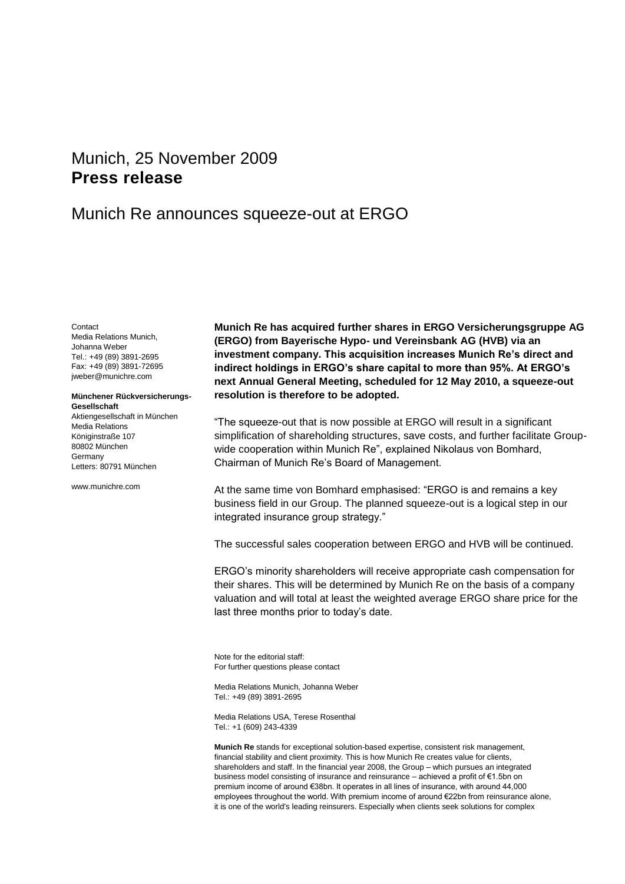Munich, 25 November 2009

# Press release

## Munich Re announces squeeze-out at ERGO

Contact
Media Relations Munich,
Johanna Weber
Tel.: +49 (89) 3891-2695
Fax: +49 (89) 3891-72695
jweber@munichre.com

**Münchener Rückversicherungs-Gesellschaft**
Aktiengesellschaft in München
Media Relations
Königinstraße 107
80802 München
Germany
Letters: 80791 München

www.munichre.com

**Munich Re has acquired further shares in ERGO Versicherungsgruppe AG (ERGO) from Bayerische Hypo- und Vereinsbank AG (HVB) via an investment company. This acquisition increases Munich Re's direct and indirect holdings in ERGO's share capital to more than 95%. At ERGO's next Annual General Meeting, scheduled for 12 May 2010, a squeeze-out resolution is therefore to be adopted.**

"The squeeze-out that is now possible at ERGO will result in a significant simplification of shareholding structures, save costs, and further facilitate Group-wide cooperation within Munich Re", explained Nikolaus von Bomhard, Chairman of Munich Re's Board of Management.

At the same time von Bomhard emphasised: "ERGO is and remains a key business field in our Group. The planned squeeze-out is a logical step in our integrated insurance group strategy."

The successful sales cooperation between ERGO and HVB will be continued.

ERGO's minority shareholders will receive appropriate cash compensation for their shares. This will be determined by Munich Re on the basis of a company valuation and will total at least the weighted average ERGO share price for the last three months prior to today's date.

Note for the editorial staff:
For further questions please contact

Media Relations Munich, Johanna Weber
Tel.: +49 (89) 3891-2695

Media Relations USA, Terese Rosenthal
Tel.: +1 (609) 243-4339

**Munich Re** stands for exceptional solution-based expertise, consistent risk management, financial stability and client proximity. This is how Munich Re creates value for clients, shareholders and staff. In the financial year 2008, the Group – which pursues an integrated business model consisting of insurance and reinsurance – achieved a profit of €1.5bn on premium income of around €38bn. It operates in all lines of insurance, with around 44,000 employees throughout the world. With premium income of around €22bn from reinsurance alone, it is one of the world's leading reinsurers. Especially when clients seek solutions for complex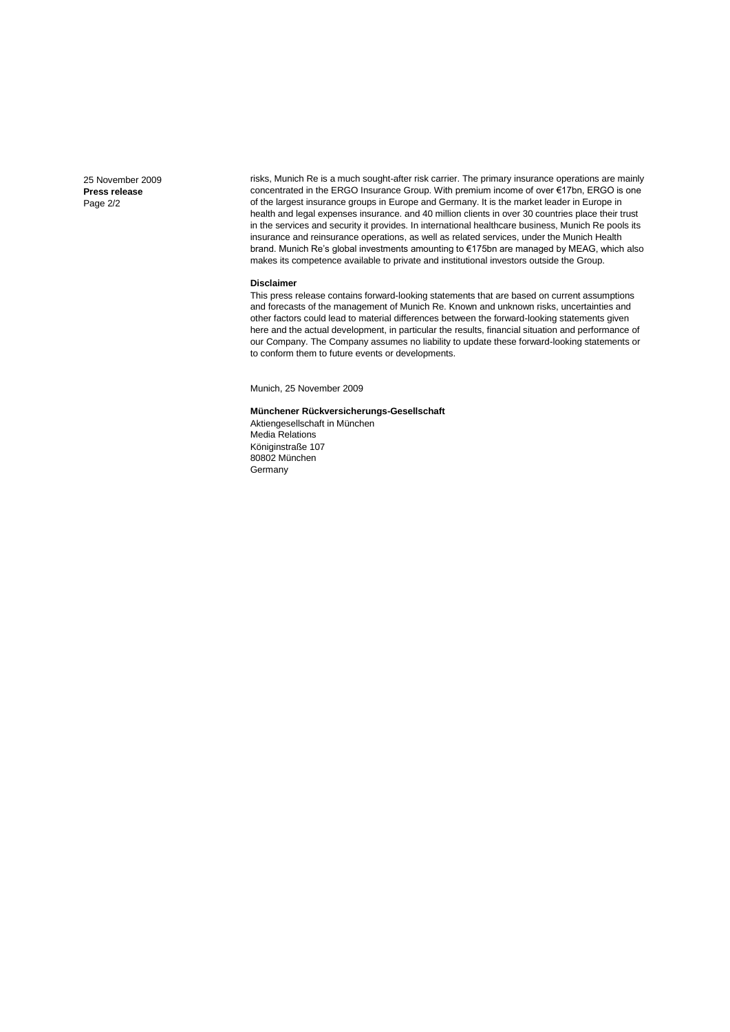risks, Munich Re is a much sought-after risk carrier. The primary insurance operations are mainly concentrated in the ERGO Insurance Group. With premium income of over €17bn, ERGO is one of the largest insurance groups in Europe and Germany. It is the market leader in Europe in health and legal expenses insurance. and 40 million clients in over 30 countries place their trust in the services and security it provides. In international healthcare business, Munich Re pools its insurance and reinsurance operations, as well as related services, under the Munich Health brand. Munich Re's global investments amounting to €175bn are managed by MEAG, which also makes its competence available to private and institutional investors outside the Group.

**Disclaimer**

This press release contains forward-looking statements that are based on current assumptions and forecasts of the management of Munich Re. Known and unknown risks, uncertainties and other factors could lead to material differences between the forward-looking statements given here and the actual development, in particular the results, financial situation and performance of our Company. The Company assumes no liability to update these forward-looking statements or to conform them to future events or developments.

Munich, 25 November 2009

**Münchener Rückversicherungs-Gesellschaft**
Aktiengesellschaft in München
Media Relations
Königinstraße 107
80802 München
Germany